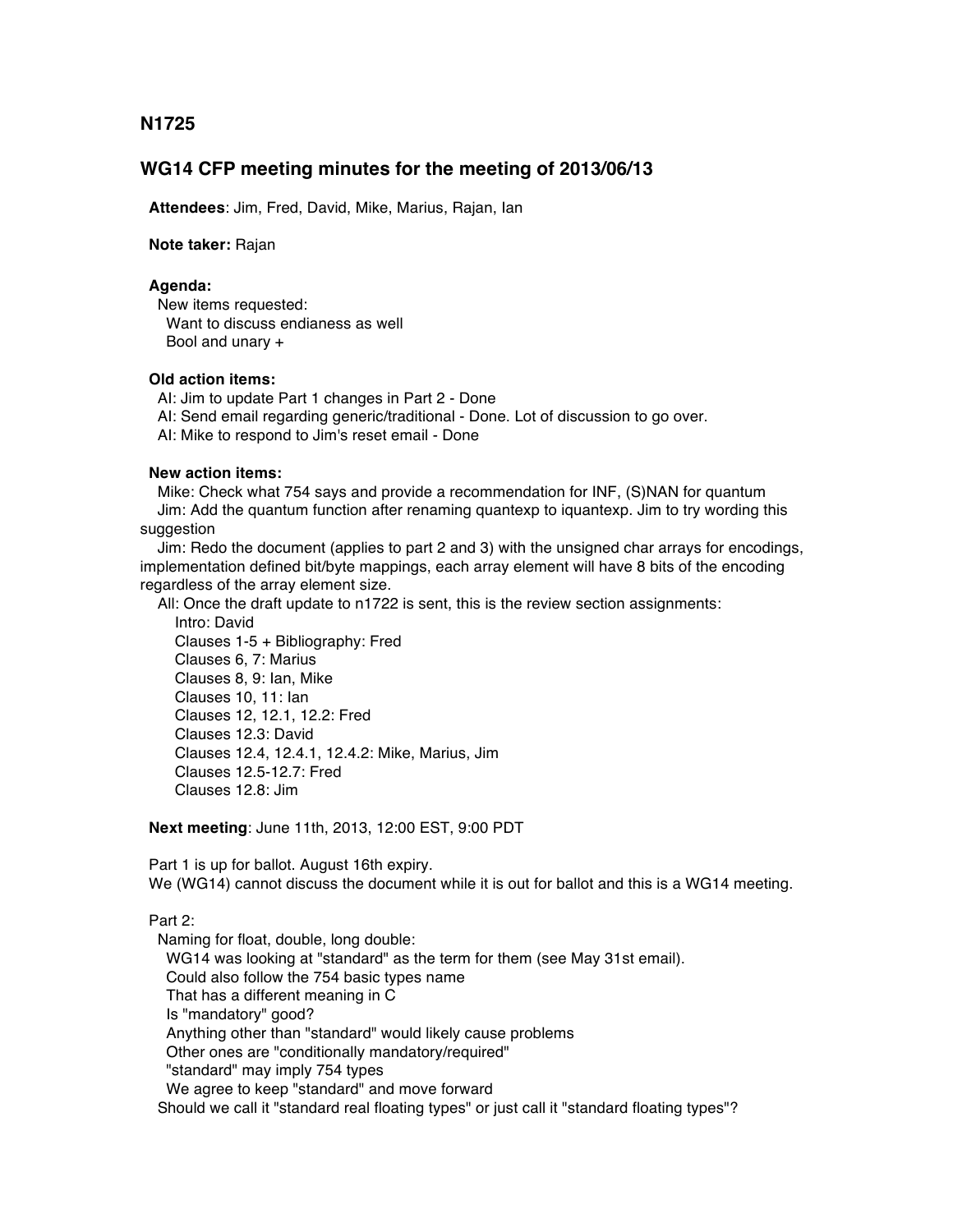## N1725

## WG14 CFP meeting minutes for the meeting of 2013/06/13

**Attendees**: Jim, Fred, David, Mike, Marius, Rajan, Ian

**Note taker:** Rajan

**Agenda:**

New items requested:

Want to discuss endianess as well

Bool and unary +

**Old action items:**

AI: Jim to update Part 1 changes in Part 2 - Done

AI: Send email regarding generic/traditional - Done. Lot of discussion to go over.

AI: Mike to respond to Jim's reset email - Done

**New action items:**

Mike: Check what 754 says and provide a recommendation for INF, (S)NAN for quantum

Jim: Add the quantum function after renaming quantexp to iquantexp. Jim to try wording this suggestion

Jim: Redo the document (applies to part 2 and 3) with the unsigned char arrays for encodings, implementation defined bit/byte mappings, each array element will have 8 bits of the encoding regardless of the array element size.

All: Once the draft update to n1722 is sent, this is the review section assignments:

- Intro: David
- Clauses 1-5 + Bibliography: Fred
- Clauses 6, 7: Marius
- Clauses 8, 9: Ian, Mike
- Clauses 10, 11: Ian
- Clauses 12, 12.1, 12.2: Fred
- Clauses 12.3: David
- Clauses 12.4, 12.4.1, 12.4.2: Mike, Marius, Jim
- Clauses 12.5-12.7: Fred
- Clauses 12.8: Jim

**Next meeting**: June 11th, 2013, 12:00 EST, 9:00 PDT

Part 1 is up for ballot. August 16th expiry.

We (WG14) cannot discuss the document while it is out for ballot and this is a WG14 meeting.

Part 2:

Naming for float, double, long double:

WG14 was looking at "standard" as the term for them (see May 31st email).

Could also follow the 754 basic types name

That has a different meaning in C

Is "mandatory" good?

Anything other than "standard" would likely cause problems

Other ones are "conditionally mandatory/required"

"standard" may imply 754 types

We agree to keep "standard" and move forward

Should we call it "standard real floating types" or just call it "standard floating types"?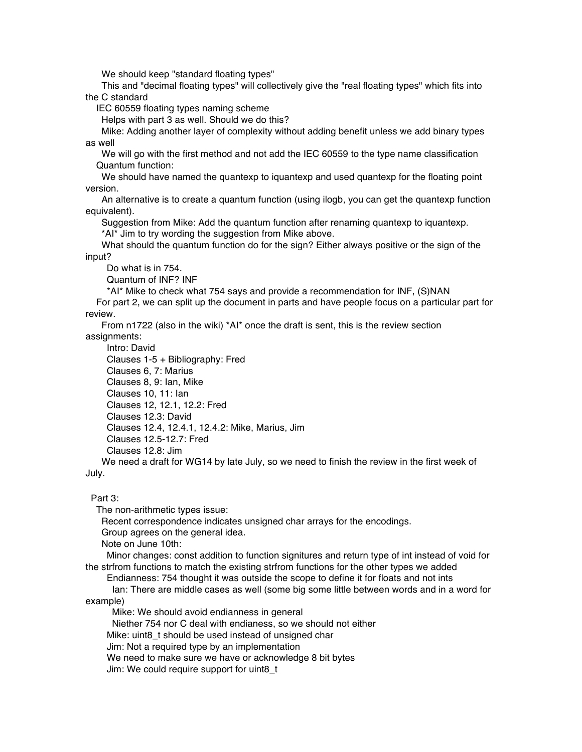- We should keep "standard floating types"
  - This and "decimal floating types" will collectively give the "real floating types" which fits into the C standard
- IEC 60559 floating types naming scheme
  - Helps with part 3 as well. Should we do this?
  - Mike: Adding another layer of complexity without adding benefit unless we add binary types as well
  - We will go with the first method and not add the IEC 60559 to the type name classification
- Quantum function:
  - We should have named the quantexp to iquantexp and used quantexp for the floating point version.
  - An alternative is to create a quantum function (using ilogb, you can get the quantexp function equivalent).
  - Suggestion from Mike: Add the quantum function after renaming quantexp to iquantexp.
  - *AI* Jim to try wording the suggestion from Mike above.
  - What should the quantum function do for the sign? Either always positive or the sign of the input?
    - Do what is in 754.
    - Quantum of INF? INF
    - *AI* Mike to check what 754 says and provide a recommendation for INF, (S)NAN
- For part 2, we can split up the document in parts and have people focus on a particular part for review.
  - From n1722 (also in the wiki) *AI* once the draft is sent, this is the review section assignments:
    - Intro: David
    - Clauses 1-5 + Bibliography: Fred
    - Clauses 6, 7: Marius
    - Clauses 8, 9: Ian, Mike
    - Clauses 10, 11: Ian
    - Clauses 12, 12.1, 12.2: Fred
    - Clauses 12.3: David
    - Clauses 12.4, 12.4.1, 12.4.2: Mike, Marius, Jim
    - Clauses 12.5-12.7: Fred
    - Clauses 12.8: Jim
  - We need a draft for WG14 by late July, so we need to finish the review in the first week of July.

Part 3:

- The non-arithmetic types issue:
  - Recent correspondence indicates unsigned char arrays for the encodings.
  - Group agrees on the general idea.
  - Note on June 10th:
    - Minor changes: const addition to function signitures and return type of int instead of void for the strfrom functions to match the existing strfrom functions for the other types we added
    - Endianness: 754 thought it was outside the scope to define it for floats and not ints
      - Ian: There are middle cases as well (some big some little between words and in a word for example)
      - Mike: We should avoid endianness in general
      - Niether 754 nor C deal with endianess, so we should not either
    - Mike: uint8_t should be used instead of unsigned char
    - Jim: Not a required type by an implementation
    - We need to make sure we have or acknowledge 8 bit bytes
    - Jim: We could require support for uint8_t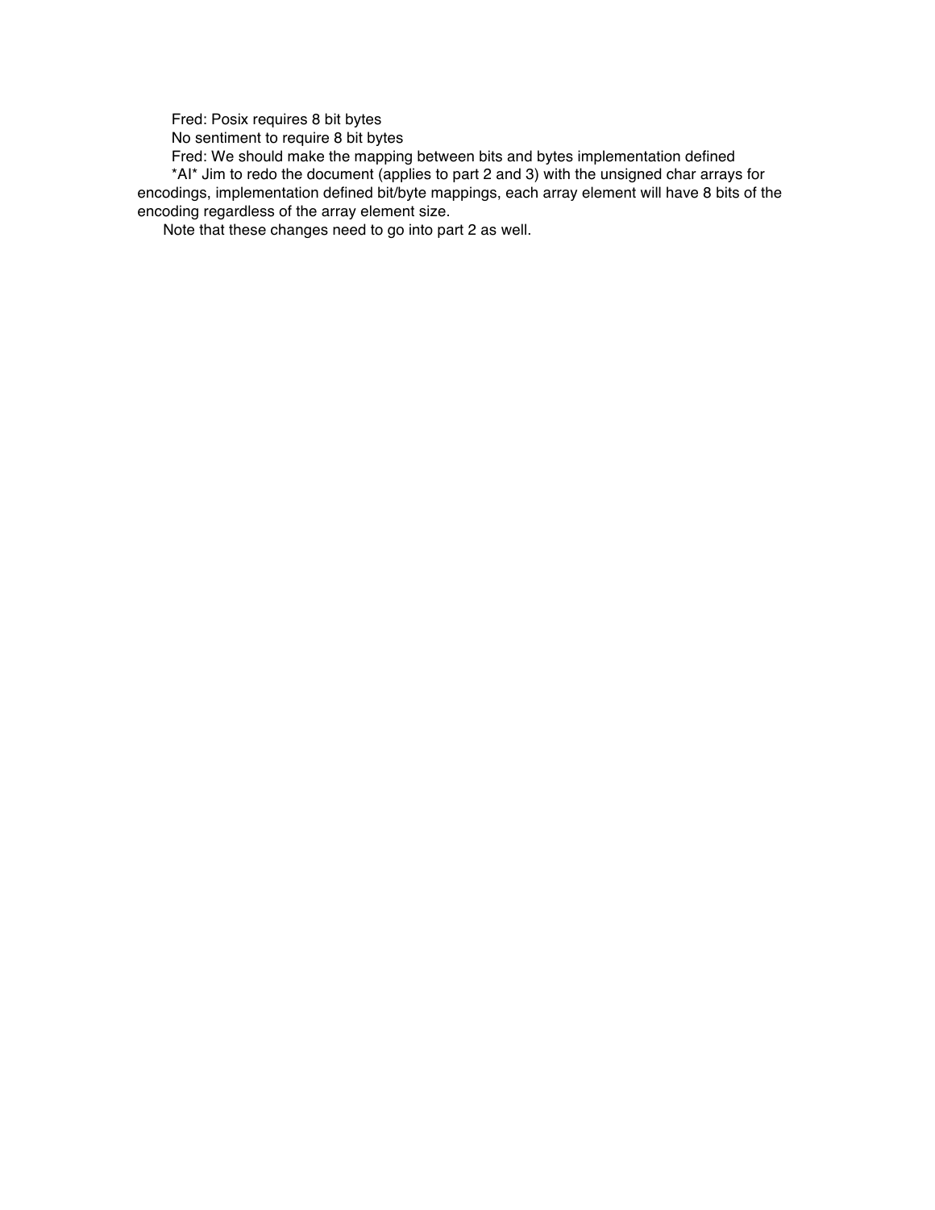Fred: Posix requires 8 bit bytes

No sentiment to require 8 bit bytes

Fred: We should make the mapping between bits and bytes implementation defined

*AI* Jim to redo the document (applies to part 2 and 3) with the unsigned char arrays for encodings, implementation defined bit/byte mappings, each array element will have 8 bits of the encoding regardless of the array element size.

Note that these changes need to go into part 2 as well.